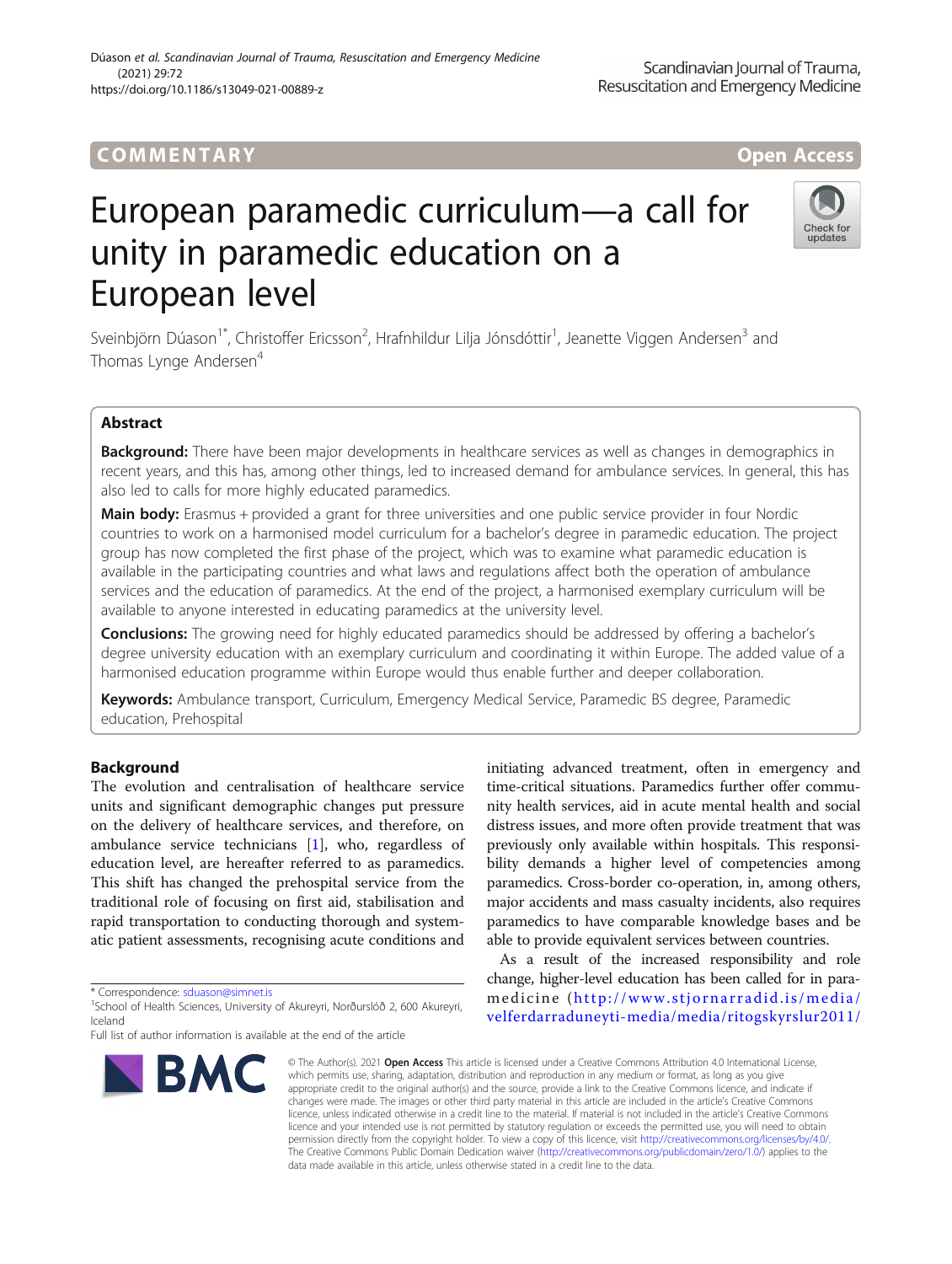COMMENTARY

Open Access

# European paramedic curriculum—a call for unity in paramedic education on a European level

Sveinbjörn Dúason[1*], Christoffer Ericsson[2], Hrafnhildur Lilja Jónsdóttir[1], Jeanette Viggen Andersen[3] and Thomas Lynge Andersen[4]

## Abstract

**Background:** There have been major developments in healthcare services as well as changes in demographics in recent years, and this has, among other things, led to increased demand for ambulance services. In general, this has also led to calls for more highly educated paramedics.

**Main body:** Erasmus + provided a grant for three universities and one public service provider in four Nordic countries to work on a harmonised model curriculum for a bachelor's degree in paramedic education. The project group has now completed the first phase of the project, which was to examine what paramedic education is available in the participating countries and what laws and regulations affect both the operation of ambulance services and the education of paramedics. At the end of the project, a harmonised exemplary curriculum will be available to anyone interested in educating paramedics at the university level.

**Conclusions:** The growing need for highly educated paramedics should be addressed by offering a bachelor's degree university education with an exemplary curriculum and coordinating it within Europe. The added value of a harmonised education programme within Europe would thus enable further and deeper collaboration.

**Keywords:** Ambulance transport, Curriculum, Emergency Medical Service, Paramedic BS degree, Paramedic education, Prehospital

## Background

The evolution and centralisation of healthcare service units and significant demographic changes put pressure on the delivery of healthcare services, and therefore, on ambulance service technicians [1], who, regardless of education level, are hereafter referred to as paramedics. This shift has changed the prehospital service from the traditional role of focusing on first aid, stabilisation and rapid transportation to conducting thorough and systematic patient assessments, recognising acute conditions and initiating advanced treatment, often in emergency and time-critical situations. Paramedics further offer community health services, aid in acute mental health and social distress issues, and more often provide treatment that was previously only available within hospitals. This responsibility demands a higher level of competencies among paramedics. Cross-border co-operation, in, among others, major accidents and mass casualty incidents, also requires paramedics to have comparable knowledge bases and be able to provide equivalent services between countries.

As a result of the increased responsibility and role change, higher-level education has been called for in paramedicine (http://www.stjornarradid.is/media/velferdarraduneyti-media/media/ritogskyrslur2011/

\* Correspondence: sduason@simnet.is
[1]School of Health Sciences, University of Akureyri, Norðurslóð 2, 600 Akureyri, Iceland
Full list of author information is available at the end of the article

© The Author(s). 2021 **Open Access** This article is licensed under a Creative Commons Attribution 4.0 International License, which permits use, sharing, adaptation, distribution and reproduction in any medium or format, as long as you give appropriate credit to the original author(s) and the source, provide a link to the Creative Commons licence, and indicate if changes were made. The images or other third party material in this article are included in the article's Creative Commons licence, unless indicated otherwise in a credit line to the material. If material is not included in the article's Creative Commons licence and your intended use is not permitted by statutory regulation or exceeds the permitted use, you will need to obtain permission directly from the copyright holder. To view a copy of this licence, visit http://creativecommons.org/licenses/by/4.0/. The Creative Commons Public Domain Dedication waiver (http://creativecommons.org/publicdomain/zero/1.0/) applies to the data made available in this article, unless otherwise stated in a credit line to the data.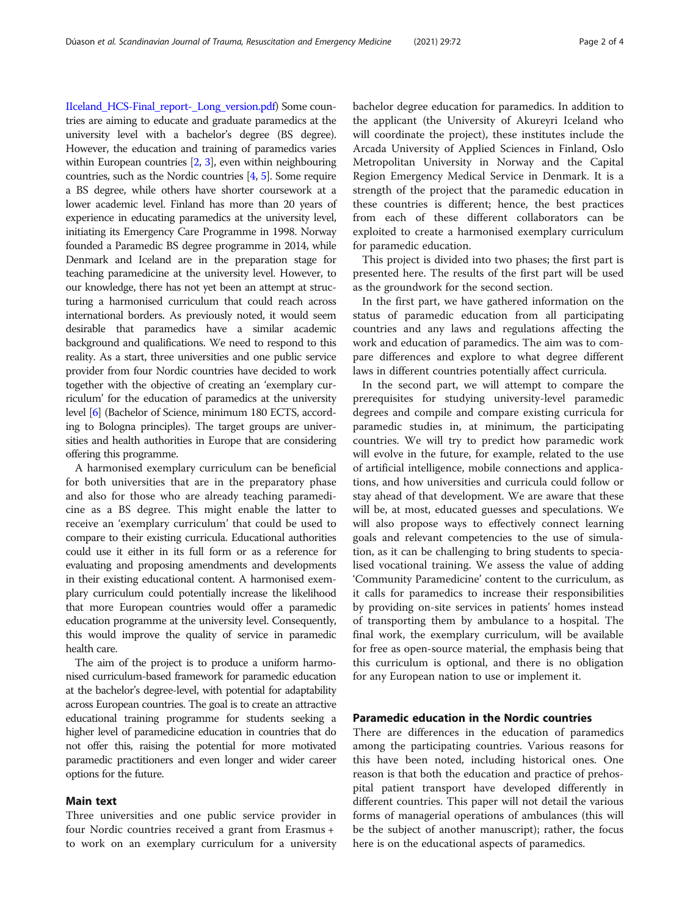IIceland_HCS-Final_report-_Long_version.pdf) Some countries are aiming to educate and graduate paramedics at the university level with a bachelor's degree (BS degree). However, the education and training of paramedics varies within European countries [2, 3], even within neighbouring countries, such as the Nordic countries [4, 5]. Some require a BS degree, while others have shorter coursework at a lower academic level. Finland has more than 20 years of experience in educating paramedics at the university level, initiating its Emergency Care Programme in 1998. Norway founded a Paramedic BS degree programme in 2014, while Denmark and Iceland are in the preparation stage for teaching paramedicine at the university level. However, to our knowledge, there has not yet been an attempt at structuring a harmonised curriculum that could reach across international borders. As previously noted, it would seem desirable that paramedics have a similar academic background and qualifications. We need to respond to this reality. As a start, three universities and one public service provider from four Nordic countries have decided to work together with the objective of creating an 'exemplary curriculum' for the education of paramedics at the university level [6] (Bachelor of Science, minimum 180 ECTS, according to Bologna principles). The target groups are universities and health authorities in Europe that are considering offering this programme.

A harmonised exemplary curriculum can be beneficial for both universities that are in the preparatory phase and also for those who are already teaching paramedicine as a BS degree. This might enable the latter to receive an 'exemplary curriculum' that could be used to compare to their existing curricula. Educational authorities could use it either in its full form or as a reference for evaluating and proposing amendments and developments in their existing educational content. A harmonised exemplary curriculum could potentially increase the likelihood that more European countries would offer a paramedic education programme at the university level. Consequently, this would improve the quality of service in paramedic health care.

The aim of the project is to produce a uniform harmonised curriculum-based framework for paramedic education at the bachelor's degree-level, with potential for adaptability across European countries. The goal is to create an attractive educational training programme for students seeking a higher level of paramedicine education in countries that do not offer this, raising the potential for more motivated paramedic practitioners and even longer and wider career options for the future.

## Main text

Three universities and one public service provider in four Nordic countries received a grant from Erasmus + to work on an exemplary curriculum for a university bachelor degree education for paramedics. In addition to the applicant (the University of Akureyri Iceland who will coordinate the project), these institutes include the Arcada University of Applied Sciences in Finland, Oslo Metropolitan University in Norway and the Capital Region Emergency Medical Service in Denmark. It is a strength of the project that the paramedic education in these countries is different; hence, the best practices from each of these different collaborators can be exploited to create a harmonised exemplary curriculum for paramedic education.

This project is divided into two phases; the first part is presented here. The results of the first part will be used as the groundwork for the second section.

In the first part, we have gathered information on the status of paramedic education from all participating countries and any laws and regulations affecting the work and education of paramedics. The aim was to compare differences and explore to what degree different laws in different countries potentially affect curricula.

In the second part, we will attempt to compare the prerequisites for studying university-level paramedic degrees and compile and compare existing curricula for paramedic studies in, at minimum, the participating countries. We will try to predict how paramedic work will evolve in the future, for example, related to the use of artificial intelligence, mobile connections and applications, and how universities and curricula could follow or stay ahead of that development. We are aware that these will be, at most, educated guesses and speculations. We will also propose ways to effectively connect learning goals and relevant competencies to the use of simulation, as it can be challenging to bring students to specialised vocational training. We assess the value of adding 'Community Paramedicine' content to the curriculum, as it calls for paramedics to increase their responsibilities by providing on-site services in patients' homes instead of transporting them by ambulance to a hospital. The final work, the exemplary curriculum, will be available for free as open-source material, the emphasis being that this curriculum is optional, and there is no obligation for any European nation to use or implement it.

## Paramedic education in the Nordic countries

There are differences in the education of paramedics among the participating countries. Various reasons for this have been noted, including historical ones. One reason is that both the education and practice of prehospital patient transport have developed differently in different countries. This paper will not detail the various forms of managerial operations of ambulances (this will be the subject of another manuscript); rather, the focus here is on the educational aspects of paramedics.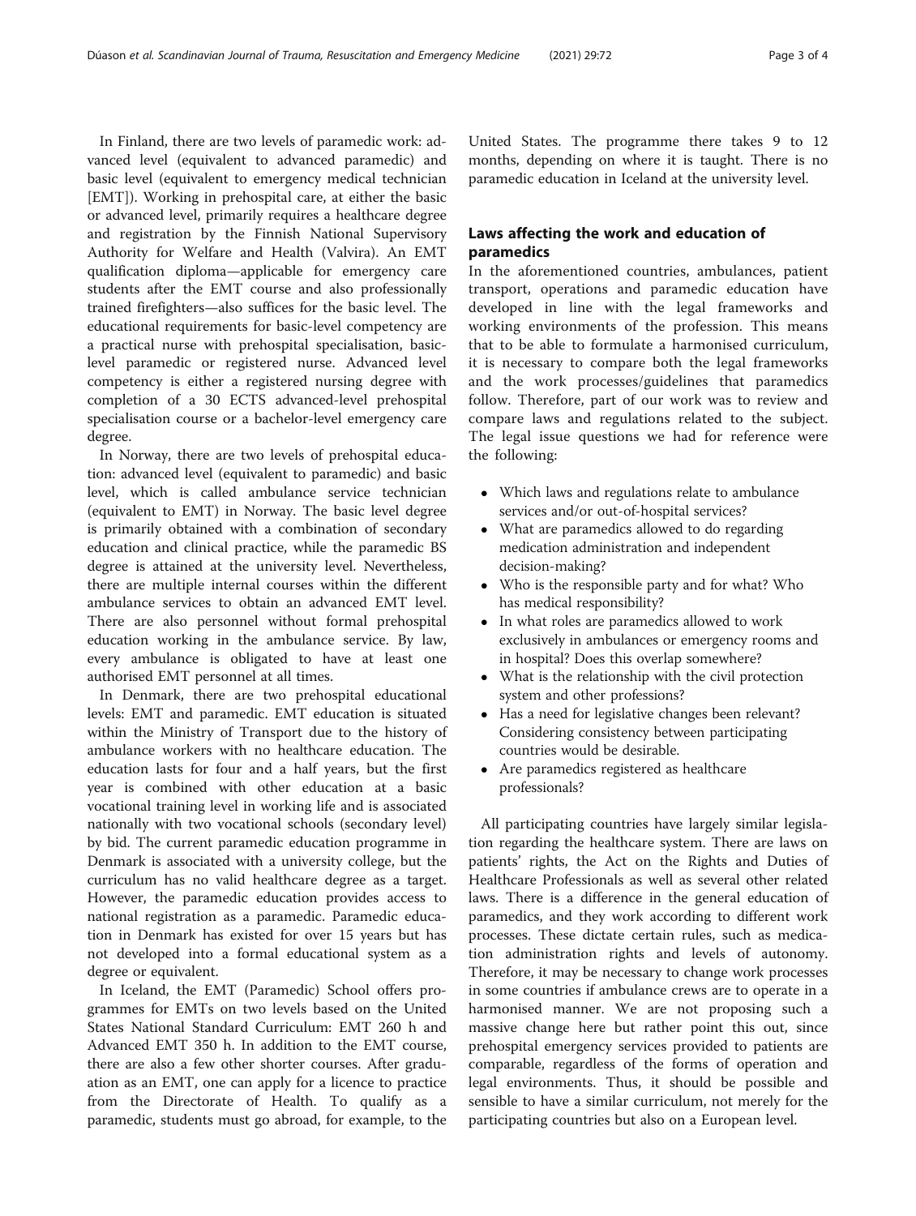In Finland, there are two levels of paramedic work: advanced level (equivalent to advanced paramedic) and basic level (equivalent to emergency medical technician [EMT]). Working in prehospital care, at either the basic or advanced level, primarily requires a healthcare degree and registration by the Finnish National Supervisory Authority for Welfare and Health (Valvira). An EMT qualification diploma—applicable for emergency care students after the EMT course and also professionally trained firefighters—also suffices for the basic level. The educational requirements for basic-level competency are a practical nurse with prehospital specialisation, basic-level paramedic or registered nurse. Advanced level competency is either a registered nursing degree with completion of a 30 ECTS advanced-level prehospital specialisation course or a bachelor-level emergency care degree.

In Norway, there are two levels of prehospital education: advanced level (equivalent to paramedic) and basic level, which is called ambulance service technician (equivalent to EMT) in Norway. The basic level degree is primarily obtained with a combination of secondary education and clinical practice, while the paramedic BS degree is attained at the university level. Nevertheless, there are multiple internal courses within the different ambulance services to obtain an advanced EMT level. There are also personnel without formal prehospital education working in the ambulance service. By law, every ambulance is obligated to have at least one authorised EMT personnel at all times.

In Denmark, there are two prehospital educational levels: EMT and paramedic. EMT education is situated within the Ministry of Transport due to the history of ambulance workers with no healthcare education. The education lasts for four and a half years, but the first year is combined with other education at a basic vocational training level in working life and is associated nationally with two vocational schools (secondary level) by bid. The current paramedic education programme in Denmark is associated with a university college, but the curriculum has no valid healthcare degree as a target. However, the paramedic education provides access to national registration as a paramedic. Paramedic education in Denmark has existed for over 15 years but has not developed into a formal educational system as a degree or equivalent.

In Iceland, the EMT (Paramedic) School offers programmes for EMTs on two levels based on the United States National Standard Curriculum: EMT 260 h and Advanced EMT 350 h. In addition to the EMT course, there are also a few other shorter courses. After graduation as an EMT, one can apply for a licence to practice from the Directorate of Health. To qualify as a paramedic, students must go abroad, for example, to the United States. The programme there takes 9 to 12 months, depending on where it is taught. There is no paramedic education in Iceland at the university level.

## Laws affecting the work and education of paramedics

In the aforementioned countries, ambulances, patient transport, operations and paramedic education have developed in line with the legal frameworks and working environments of the profession. This means that to be able to formulate a harmonised curriculum, it is necessary to compare both the legal frameworks and the work processes/guidelines that paramedics follow. Therefore, part of our work was to review and compare laws and regulations related to the subject. The legal issue questions we had for reference were the following:

- Which laws and regulations relate to ambulance services and/or out-of-hospital services?
- What are paramedics allowed to do regarding medication administration and independent decision-making?
- Who is the responsible party and for what? Who has medical responsibility?
- In what roles are paramedics allowed to work exclusively in ambulances or emergency rooms and in hospital? Does this overlap somewhere?
- What is the relationship with the civil protection system and other professions?
- Has a need for legislative changes been relevant? Considering consistency between participating countries would be desirable.
- Are paramedics registered as healthcare professionals?

All participating countries have largely similar legislation regarding the healthcare system. There are laws on patients' rights, the Act on the Rights and Duties of Healthcare Professionals as well as several other related laws. There is a difference in the general education of paramedics, and they work according to different work processes. These dictate certain rules, such as medication administration rights and levels of autonomy. Therefore, it may be necessary to change work processes in some countries if ambulance crews are to operate in a harmonised manner. We are not proposing such a massive change here but rather point this out, since prehospital emergency services provided to patients are comparable, regardless of the forms of operation and legal environments. Thus, it should be possible and sensible to have a similar curriculum, not merely for the participating countries but also on a European level.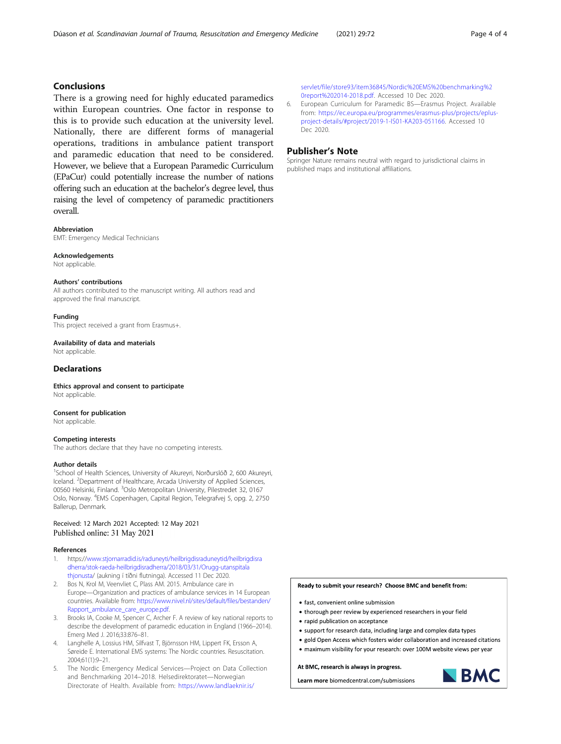## Conclusions

There is a growing need for highly educated paramedics within European countries. One factor in response to this is to provide such education at the university level. Nationally, there are different forms of managerial operations, traditions in ambulance patient transport and paramedic education that need to be considered. However, we believe that a European Paramedic Curriculum (EPaCur) could potentially increase the number of nations offering such an education at the bachelor's degree level, thus raising the level of competency of paramedic practitioners overall.

### Abbreviation

EMT: Emergency Medical Technicians

### Acknowledgements

Not applicable.

### Authors' contributions

All authors contributed to the manuscript writing. All authors read and approved the final manuscript.

### Funding

This project received a grant from Erasmus+.

### Availability of data and materials

Not applicable.

## Declarations

### Ethics approval and consent to participate

Not applicable.

### Consent for publication

Not applicable.

### Competing interests

The authors declare that they have no competing interests.

### Author details

[1]School of Health Sciences, University of Akureyri, Norðurslóð 2, 600 Akureyri, Iceland. [2]Department of Healthcare, Arcada University of Applied Sciences, 00560 Helsinki, Finland. [3]Oslo Metropolitan University, Pilestredet 32, 0167 Oslo, Norway. [4]EMS Copenhagen, Capital Region, Telegrafvej 5, opg. 2, 2750 Ballerup, Denmark.

Received: 12 March 2021 Accepted: 12 May 2021
Published online: 31 May 2021

### References

1. https://www.stjornarradid.is/raduneyti/heilbrigdisraduneytid/heilbrigdisradherra/stok-raeda-heilbrigdisradherra/2018/03/31/Orugg-utanspitala thjonusta/ (aukning í tíðni flutninga). Accessed 11 Dec 2020.
2. Bos N, Krol M, Veenvliet C, Plass AM. 2015. Ambulance care in Europe—Organization and practices of ambulance services in 14 European countries. Available from: https://www.nivel.nl/sites/default/files/bestanden/Rapport_ambulance_care_europe.pdf.
3. Brooks IA, Cooke M, Spencer C, Archer F. A review of key national reports to describe the development of paramedic education in England (1966–2014). Emerg Med J. 2016;33:876–81.
4. Langhelle A, Lossius HM, Silfvast T, Björnsson HM, Lippert FK, Ersson A, Søreide E. International EMS systems: The Nordic countries. Resuscitation. 2004;61(1):9–21.
5. The Nordic Emergency Medical Services—Project on Data Collection and Benchmarking 2014–2018. Helsedirektoratet—Norwegian Directorate of Health. Available from: https://www.landlaeknir.is/servlet/file/store93/item36845/Nordic%20EMS%20benchmarking%20report%202014-2018.pdf. Accessed 10 Dec 2020.
6. European Curriculum for Paramedic BS—Erasmus Project. Available from: https://ec.europa.eu/programmes/erasmus-plus/projects/eplus-project-details/#project/2019-1-IS01-KA203-051166. Accessed 10 Dec 2020.

## Publisher's Note

Springer Nature remains neutral with regard to jurisdictional claims in published maps and institutional affiliations.

**Ready to submit your research? Choose BMC and benefit from:**

- fast, convenient online submission
- thorough peer review by experienced researchers in your field
- rapid publication on acceptance
- support for research data, including large and complex data types
- gold Open Access which fosters wider collaboration and increased citations
- maximum visibility for your research: over 100M website views per year

**At BMC, research is always in progress.**

**Learn more** biomedcentral.com/submissions

BMC